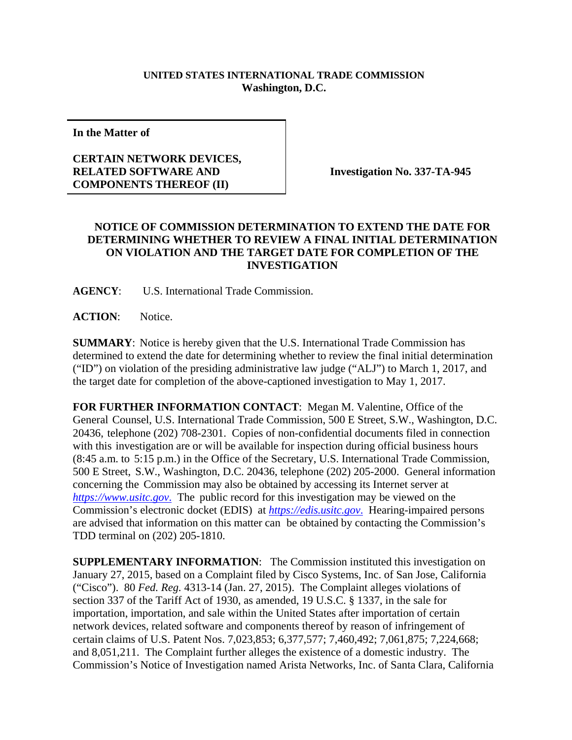**UNITED STATES INTERNATIONAL TRADE COMMISSION**
**Washington, D.C.**

| **In the Matter of** **CERTAIN NETWORK DEVICES, RELATED SOFTWARE AND COMPONENTS THEREOF (II)** | **Investigation No. 337-TA-945** |
|---|---|

## NOTICE OF COMMISSION DETERMINATION TO EXTEND THE DATE FOR DETERMINING WHETHER TO REVIEW A FINAL INITIAL DETERMINATION ON VIOLATION AND THE TARGET DATE FOR COMPLETION OF THE INVESTIGATION

**AGENCY**: U.S. International Trade Commission.

**ACTION**: Notice.

**SUMMARY**: Notice is hereby given that the U.S. International Trade Commission has determined to extend the date for determining whether to review the final initial determination ("ID") on violation of the presiding administrative law judge ("ALJ") to March 1, 2017, and the target date for completion of the above-captioned investigation to May 1, 2017.

**FOR FURTHER INFORMATION CONTACT**: Megan M. Valentine, Office of the General Counsel, U.S. International Trade Commission, 500 E Street, S.W., Washington, D.C. 20436, telephone (202) 708-2301. Copies of non-confidential documents filed in connection with this investigation are or will be available for inspection during official business hours (8:45 a.m. to 5:15 p.m.) in the Office of the Secretary, U.S. International Trade Commission, 500 E Street, S.W., Washington, D.C. 20436, telephone (202) 205-2000. General information concerning the Commission may also be obtained by accessing its Internet server at *https://www.usitc.gov*. The public record for this investigation may be viewed on the Commission's electronic docket (EDIS) at *https://edis.usitc.gov*. Hearing-impaired persons are advised that information on this matter can be obtained by contacting the Commission's TDD terminal on (202) 205-1810.

**SUPPLEMENTARY INFORMATION**: The Commission instituted this investigation on January 27, 2015, based on a Complaint filed by Cisco Systems, Inc. of San Jose, California ("Cisco"). 80 *Fed. Reg.* 4313-14 (Jan. 27, 2015). The Complaint alleges violations of section 337 of the Tariff Act of 1930, as amended, 19 U.S.C. § 1337, in the sale for importation, importation, and sale within the United States after importation of certain network devices, related software and components thereof by reason of infringement of certain claims of U.S. Patent Nos. 7,023,853; 6,377,577; 7,460,492; 7,061,875; 7,224,668; and 8,051,211. The Complaint further alleges the existence of a domestic industry. The Commission's Notice of Investigation named Arista Networks, Inc. of Santa Clara, California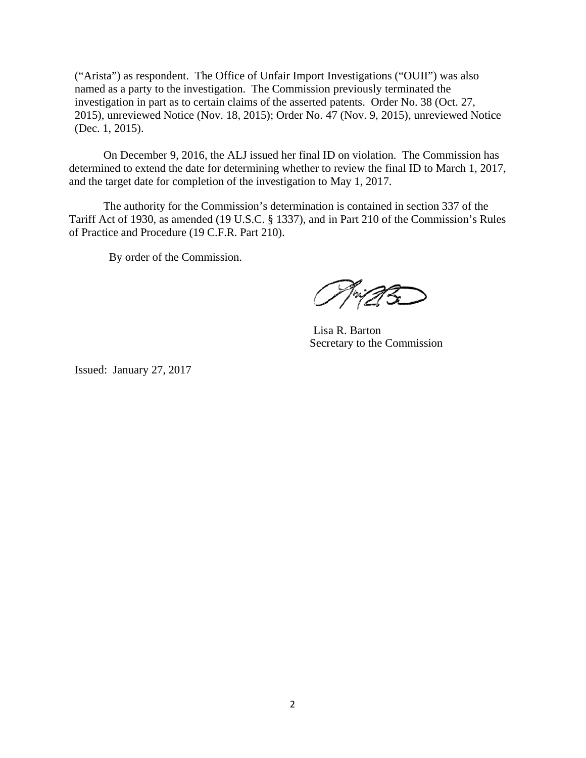("Arista") as respondent. The Office of Unfair Import Investigations ("OUII") was also named as a party to the investigation. The Commission previously terminated the investigation in part as to certain claims of the asserted patents. Order No. 38 (Oct. 27, 2015), unreviewed Notice (Nov. 18, 2015); Order No. 47 (Nov. 9, 2015), unreviewed Notice (Dec. 1, 2015).

On December 9, 2016, the ALJ issued her final ID on violation. The Commission has determined to extend the date for determining whether to review the final ID to March 1, 2017, and the target date for completion of the investigation to May 1, 2017.

The authority for the Commission's determination is contained in section 337 of the Tariff Act of 1930, as amended (19 U.S.C. § 1337), and in Part 210 of the Commission's Rules of Practice and Procedure (19 C.F.R. Part 210).

By order of the Commission.

Lisa R. Barton
Secretary to the Commission

Issued: January 27, 2017